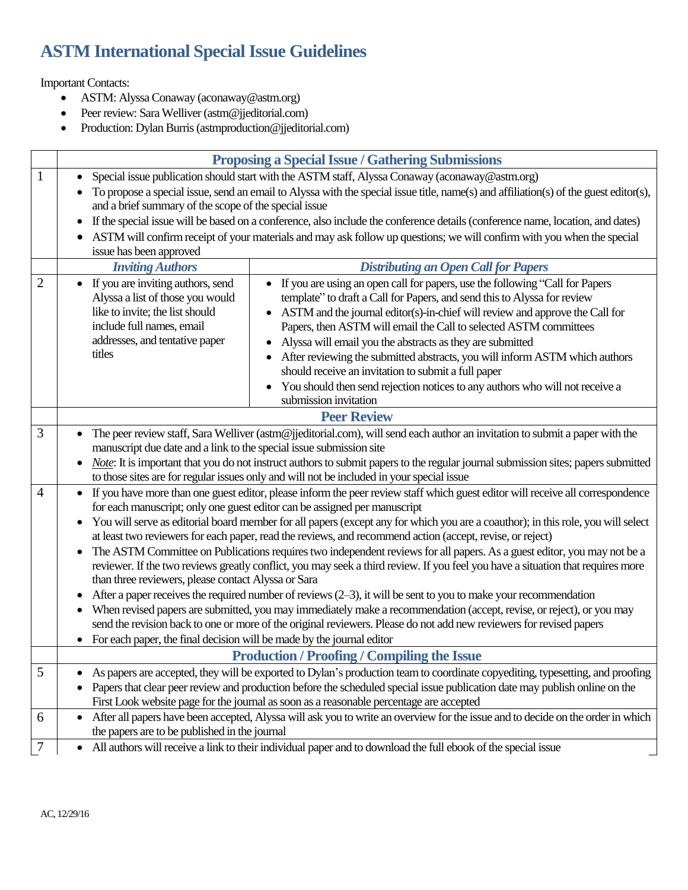# ASTM International Special Issue Guidelines

Important Contacts:

- ASTM: Alyssa Conaway (aconaway@astm.org)
- Peer review: Sara Welliver (astm@jjeditorial.com)
- Production: Dylan Burris (astmproduction@jjeditorial.com)

| | **Proposing a Special Issue / Gathering Submissions** | |
|---|---|---|
| 1 | • Special issue publication should start with the ASTM staff, Alyssa Conaway (aconaway@astm.org)<br>• To propose a special issue, send an email to Alyssa with the special issue title, name(s) and affiliation(s) of the guest editor(s), and a brief summary of the scope of the special issue<br>• If the special issue will be based on a conference, also include the conference details (conference name, location, and dates)<br>• ASTM will confirm receipt of your materials and may ask follow up questions; we will confirm with you when the special issue has been approved | |
| | ***Inviting Authors*** | ***Distributing an Open Call for Papers*** |
| 2 | • If you are inviting authors, send Alyssa a list of those you would like to invite; the list should include full names, email addresses, and tentative paper titles | • If you are using an open call for papers, use the following "Call for Papers template" to draft a Call for Papers, and send this to Alyssa for review<br>• ASTM and the journal editor(s)-in-chief will review and approve the Call for Papers, then ASTM will email the Call to selected ASTM committees<br>• Alyssa will email you the abstracts as they are submitted<br>• After reviewing the submitted abstracts, you will inform ASTM which authors should receive an invitation to submit a full paper<br>• You should then send rejection notices to any authors who will not receive a submission invitation |
| | **Peer Review** | |
| 3 | • The peer review staff, Sara Welliver (astm@jjeditorial.com), will send each author an invitation to submit a paper with the manuscript due date and a link to the special issue submission site<br>• *Note*: It is important that you do not instruct authors to submit papers to the regular journal submission sites; papers submitted to those sites are for regular issues only and will not be included in your special issue | |
| 4 | • If you have more than one guest editor, please inform the peer review staff which guest editor will receive all correspondence for each manuscript; only one guest editor can be assigned per manuscript<br>• You will serve as editorial board member for all papers (except any for which you are a coauthor); in this role, you will select at least two reviewers for each paper, read the reviews, and recommend action (accept, revise, or reject)<br>• The ASTM Committee on Publications requires two independent reviews for all papers. As a guest editor, you may not be a reviewer. If the two reviews greatly conflict, you may seek a third review. If you feel you have a situation that requires more than three reviewers, please contact Alyssa or Sara<br>• After a paper receives the required number of reviews (2–3), it will be sent to you to make your recommendation<br>• When revised papers are submitted, you may immediately make a recommendation (accept, revise, or reject), or you may send the revision back to one or more of the original reviewers. Please do not add new reviewers for revised papers<br>• For each paper, the final decision will be made by the journal editor | |
| | **Production / Proofing / Compiling the Issue** | |
| 5 | • As papers are accepted, they will be exported to Dylan's production team to coordinate copyediting, typesetting, and proofing<br>• Papers that clear peer review and production before the scheduled special issue publication date may publish online on the First Look website page for the journal as soon as a reasonable percentage are accepted | |
| 6 | • After all papers have been accepted, Alyssa will ask you to write an overview for the issue and to decide on the order in which the papers are to be published in the journal | |
| 7 | • All authors will receive a link to their individual paper and to download the full ebook of the special issue | |

AC, 12/29/16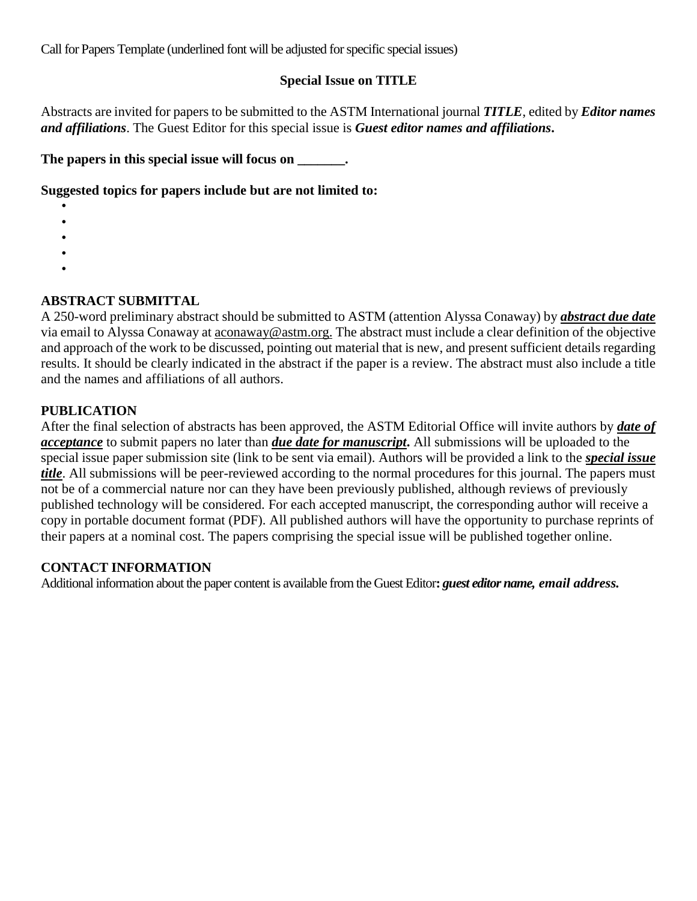Call for Papers Template (underlined font will be adjusted for specific special issues)

## Special Issue on TITLE

Abstracts are invited for papers to be submitted to the ASTM International journal ***TITLE***, edited by ***Editor names and affiliations***. The Guest Editor for this special issue is ***Guest editor names and affiliations*.**

**The papers in this special issue will focus on _______.**

**Suggested topics for papers include but are not limited to:**

- 
- 
- 
- 
- 

### ABSTRACT SUBMITTAL

A 250-word preliminary abstract should be submitted to ASTM (attention Alyssa Conaway) by ***<u>abstract due date</u>*** via email to Alyssa Conaway at <u>aconaway@astm.org.</u> The abstract must include a clear definition of the objective and approach of the work to be discussed, pointing out material that is new, and present sufficient details regarding results. It should be clearly indicated in the abstract if the paper is a review. The abstract must also include a title and the names and affiliations of all authors.

### PUBLICATION

After the final selection of abstracts has been approved, the ASTM Editorial Office will invite authors by ***<u>date of acceptance</u>*** to submit papers no later than ***<u>due date for manuscript</u>*.** All submissions will be uploaded to the special issue paper submission site (link to be sent via email). Authors will be provided a link to the ***<u>special issue title</u>***. All submissions will be peer-reviewed according to the normal procedures for this journal. The papers must not be of a commercial nature nor can they have been previously published, although reviews of previously published technology will be considered. For each accepted manuscript, the corresponding author will receive a copy in portable document format (PDF). All published authors will have the opportunity to purchase reprints of their papers at a nominal cost. The papers comprising the special issue will be published together online.

### CONTACT INFORMATION

Additional information about the paper content is available from the Guest Editor**: *guest editor name, email address.***